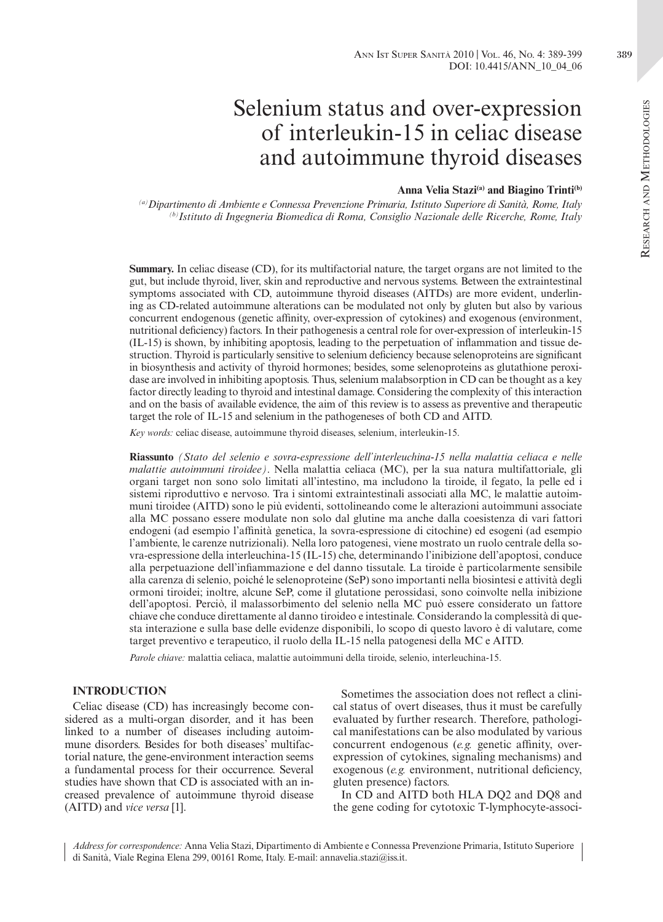# Selenium status and over-expression of interleukin-15 in celiac disease and autoimmune thyroid diseases

**Anna Velia Stazi[(a)] and Biagino Trinti[(b)]**

*[(a)] Dipartimento di Ambiente e Connessa Prevenzione Primaria, Istituto Superiore di Sanità, Rome, Italy*
*[(b)] Istituto di Ingegneria Biomedica di Roma, Consiglio Nazionale delle Ricerche, Rome, Italy*

**Summary.** In celiac disease (CD), for its multifactorial nature, the target organs are not limited to the gut, but include thyroid, liver, skin and reproductive and nervous systems. Between the extraintestinal symptoms associated with CD, autoimmune thyroid diseases (AITDs) are more evident, underlining as CD-related autoimmune alterations can be modulated not only by gluten but also by various concurrent endogenous (genetic affinity, over-expression of cytokines) and exogenous (environment, nutritional deficiency) factors. In their pathogenesis a central role for over-expression of interleukin-15 (IL-15) is shown, by inhibiting apoptosis, leading to the perpetuation of inflammation and tissue destruction. Thyroid is particularly sensitive to selenium deficiency because selenoproteins are significant in biosynthesis and activity of thyroid hormones; besides, some selenoproteins as glutathione peroxidase are involved in inhibiting apoptosis. Thus, selenium malabsorption in CD can be thought as a key factor directly leading to thyroid and intestinal damage. Considering the complexity of this interaction and on the basis of available evidence, the aim of this review is to assess as preventive and therapeutic target the role of IL-15 and selenium in the pathogeneses of both CD and AITD.

*Key words:* celiac disease, autoimmune thyroid diseases, selenium, interleukin-15.

**Riassunto** *(Stato del selenio e sovra-espressione dell'interleuchina-15 nella malattia celiaca e nelle malattie autoimmuni tiroidee)*. Nella malattia celiaca (MC), per la sua natura multifattoriale, gli organi target non sono solo limitati all'intestino, ma includono la tiroide, il fegato, la pelle ed i sistemi riproduttivo e nervoso. Tra i sintomi extraintestinali associati alla MC, le malattie autoimmuni tiroidee (AITD) sono le più evidenti, sottolineando come le alterazioni autoimmuni associate alla MC possano essere modulate non solo dal glutine ma anche dalla coesistenza di vari fattori endogeni (ad esempio l'affinità genetica, la sovra-espressione di citochine) ed esogeni (ad esempio l'ambiente, le carenze nutrizionali). Nella loro patogenesi, viene mostrato un ruolo centrale della sovra-espressione della interleuchina-15 (IL-15) che, determinando l'inibizione dell'apoptosi, conduce alla perpetuazione dell'infiammazione e del danno tissutale. La tiroide è particolarmente sensibile alla carenza di selenio, poiché le selenoproteine (SeP) sono importanti nella biosintesi e attività degli ormoni tiroidei; inoltre, alcune SeP, come il glutatione perossidasi, sono coinvolte nella inibizione dell'apoptosi. Perciò, il malassorbimento del selenio nella MC può essere considerato un fattore chiave che conduce direttamente al danno tiroideo e intestinale. Considerando la complessità di questa interazione e sulla base delle evidenze disponibili, lo scopo di questo lavoro è di valutare, come target preventivo e terapeutico, il ruolo della IL-15 nella patogenesi della MC e AITD.

*Parole chiave:* malattia celiaca, malattie autoimmuni della tiroide, selenio, interleuchina-15.

## INTRODUCTION

Celiac disease (CD) has increasingly become considered as a multi-organ disorder, and it has been linked to a number of diseases including autoimmune disorders. Besides for both diseases' multifactorial nature, the gene-environment interaction seems a fundamental process for their occurrence. Several studies have shown that CD is associated with an increased prevalence of autoimmune thyroid disease (AITD) and *vice versa* [1].

Sometimes the association does not reflect a clinical status of overt diseases, thus it must be carefully evaluated by further research. Therefore, pathological manifestations can be also modulated by various concurrent endogenous (*e.g.* genetic affinity, over-expression of cytokines, signaling mechanisms) and exogenous (*e.g.* environment, nutritional deficiency, gluten presence) factors.

In CD and AITD both HLA DQ2 and DQ8 and the gene coding for cytotoxic T-lymphocyte-associ-

*Address for correspondence:* Anna Velia Stazi, Dipartimento di Ambiente e Connessa Prevenzione Primaria, Istituto Superiore di Sanità, Viale Regina Elena 299, 00161 Rome, Italy. E-mail: annavelia.stazi@iss.it.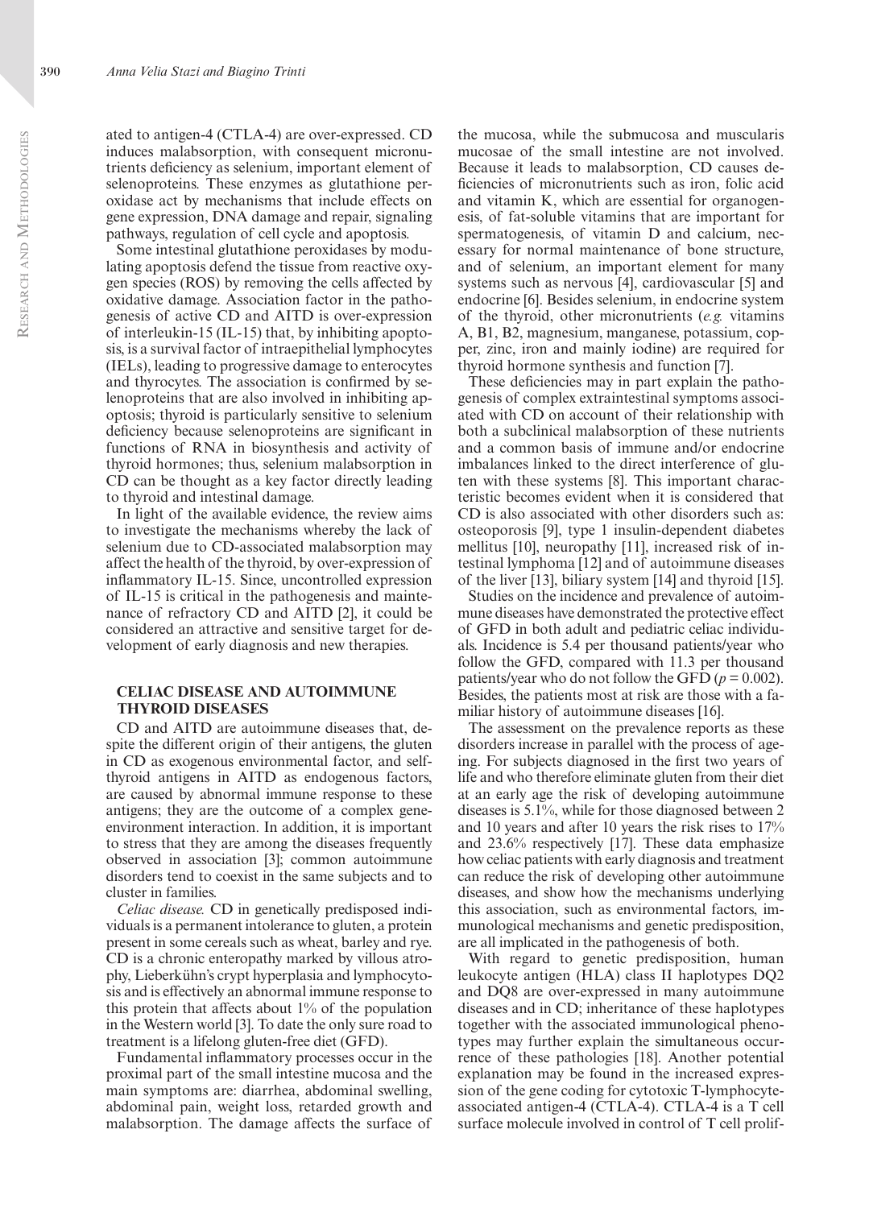ated to antigen-4 (CTLA-4) are over-expressed. CD induces malabsorption, with consequent micronutrients deficiency as selenium, important element of selenoproteins. These enzymes as glutathione peroxidase act by mechanisms that include effects on gene expression, DNA damage and repair, signaling pathways, regulation of cell cycle and apoptosis.

Some intestinal glutathione peroxidases by modulating apoptosis defend the tissue from reactive oxygen species (ROS) by removing the cells affected by oxidative damage. Association factor in the pathogenesis of active CD and AITD is over-expression of interleukin-15 (IL-15) that, by inhibiting apoptosis, is a survival factor of intraepithelial lymphocytes (IELs), leading to progressive damage to enterocytes and thyrocytes. The association is confirmed by selenoproteins that are also involved in inhibiting apoptosis; thyroid is particularly sensitive to selenium deficiency because selenoproteins are significant in functions of RNA in biosynthesis and activity of thyroid hormones; thus, selenium malabsorption in CD can be thought as a key factor directly leading to thyroid and intestinal damage.

In light of the available evidence, the review aims to investigate the mechanisms whereby the lack of selenium due to CD-associated malabsorption may affect the health of the thyroid, by over-expression of inflammatory IL-15. Since, uncontrolled expression of IL-15 is critical in the pathogenesis and maintenance of refractory CD and AITD [2], it could be considered an attractive and sensitive target for development of early diagnosis and new therapies.

## CELIAC DISEASE AND AUTOIMMUNE THYROID DISEASES

CD and AITD are autoimmune diseases that, despite the different origin of their antigens, the gluten in CD as exogenous environmental factor, and self-thyroid antigens in AITD as endogenous factors, are caused by abnormal immune response to these antigens; they are the outcome of a complex gene-environment interaction. In addition, it is important to stress that they are among the diseases frequently observed in association [3]; common autoimmune disorders tend to coexist in the same subjects and to cluster in families.

*Celiac disease.* CD in genetically predisposed individuals is a permanent intolerance to gluten, a protein present in some cereals such as wheat, barley and rye. CD is a chronic enteropathy marked by villous atrophy, Lieberkühn's crypt hyperplasia and lymphocytosis and is effectively an abnormal immune response to this protein that affects about 1% of the population in the Western world [3]. To date the only sure road to treatment is a lifelong gluten-free diet (GFD).

Fundamental inflammatory processes occur in the proximal part of the small intestine mucosa and the main symptoms are: diarrhea, abdominal swelling, abdominal pain, weight loss, retarded growth and malabsorption. The damage affects the surface of the mucosa, while the submucosa and muscularis mucosae of the small intestine are not involved. Because it leads to malabsorption, CD causes deficiencies of micronutrients such as iron, folic acid and vitamin K, which are essential for organogenesis, of fat-soluble vitamins that are important for spermatogenesis, of vitamin D and calcium, necessary for normal maintenance of bone structure, and of selenium, an important element for many systems such as nervous [4], cardiovascular [5] and endocrine [6]. Besides selenium, in endocrine system of the thyroid, other micronutrients (*e.g.* vitamins A, B1, B2, magnesium, manganese, potassium, copper, zinc, iron and mainly iodine) are required for thyroid hormone synthesis and function [7].

These deficiencies may in part explain the pathogenesis of complex extraintestinal symptoms associated with CD on account of their relationship with both a subclinical malabsorption of these nutrients and a common basis of immune and/or endocrine imbalances linked to the direct interference of gluten with these systems [8]. This important characteristic becomes evident when it is considered that CD is also associated with other disorders such as: osteoporosis [9], type 1 insulin-dependent diabetes mellitus [10], neuropathy [11], increased risk of intestinal lymphoma [12] and of autoimmune diseases of the liver [13], biliary system [14] and thyroid [15].

Studies on the incidence and prevalence of autoimmune diseases have demonstrated the protective effect of GFD in both adult and pediatric celiac individuals. Incidence is 5.4 per thousand patients/year who follow the GFD, compared with 11.3 per thousand patients/year who do not follow the GFD ($p = 0.002$). Besides, the patients most at risk are those with a familiar history of autoimmune diseases [16].

The assessment on the prevalence reports as these disorders increase in parallel with the process of ageing. For subjects diagnosed in the first two years of life and who therefore eliminate gluten from their diet at an early age the risk of developing autoimmune diseases is 5.1%, while for those diagnosed between 2 and 10 years and after 10 years the risk rises to 17% and 23.6% respectively [17]. These data emphasize how celiac patients with early diagnosis and treatment can reduce the risk of developing other autoimmune diseases, and show how the mechanisms underlying this association, such as environmental factors, immunological mechanisms and genetic predisposition, are all implicated in the pathogenesis of both.

With regard to genetic predisposition, human leukocyte antigen (HLA) class II haplotypes DQ2 and DQ8 are over-expressed in many autoimmune diseases and in CD; inheritance of these haplotypes together with the associated immunological phenotypes may further explain the simultaneous occurrence of these pathologies [18]. Another potential explanation may be found in the increased expression of the gene coding for cytotoxic T-lymphocyte-associated antigen-4 (CTLA-4). CTLA-4 is a T cell surface molecule involved in control of T cell prolif-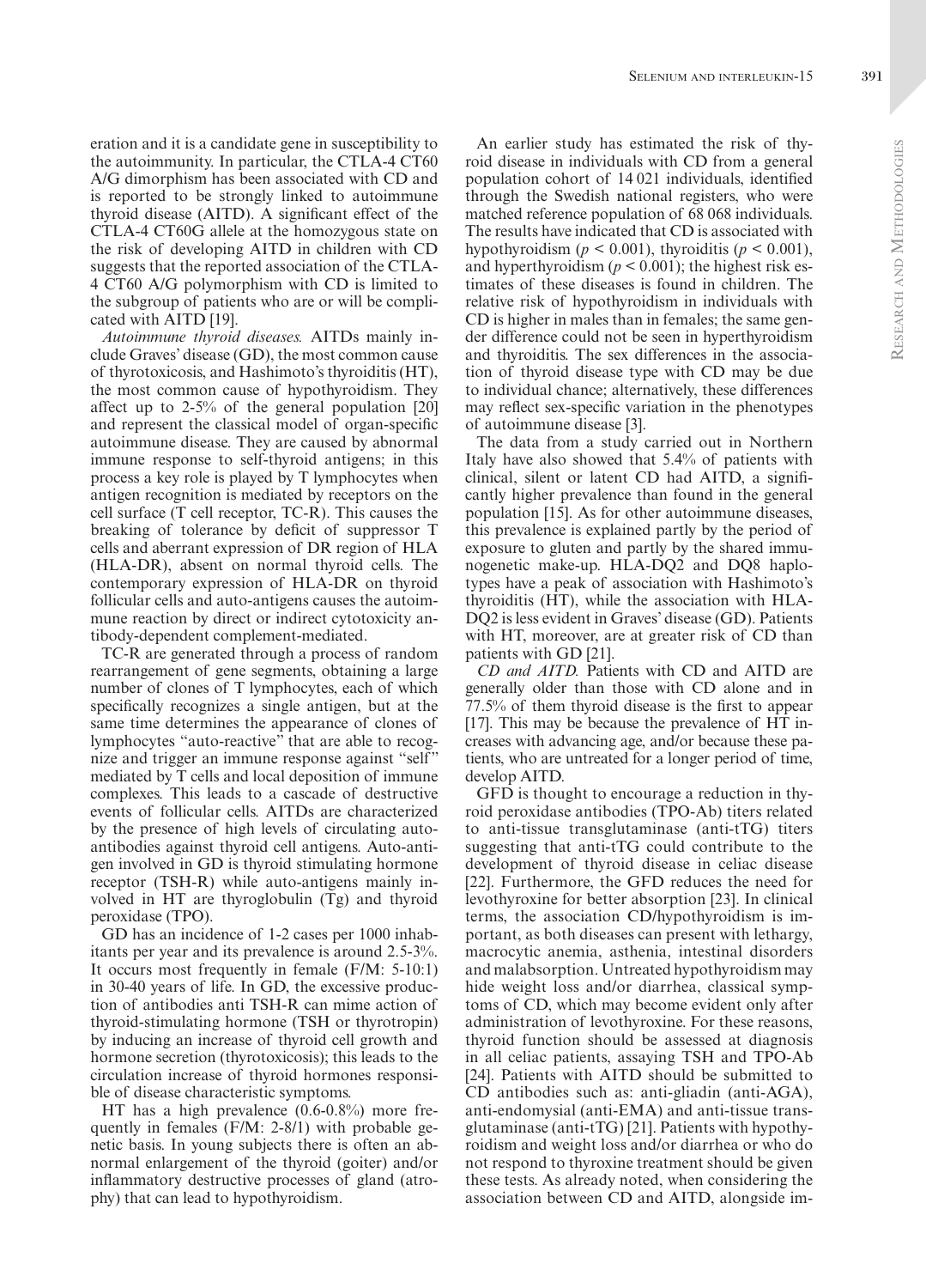eration and it is a candidate gene in susceptibility to the autoimmunity. In particular, the CTLA-4 CT60 A/G dimorphism has been associated with CD and is reported to be strongly linked to autoimmune thyroid disease (AITD). A significant effect of the CTLA-4 CT60G allele at the homozygous state on the risk of developing AITD in children with CD suggests that the reported association of the CTLA-4 CT60 A/G polymorphism with CD is limited to the subgroup of patients who are or will be complicated with AITD [19].

*Autoimmune thyroid diseases.* AITDs mainly include Graves' disease (GD), the most common cause of thyrotoxicosis, and Hashimoto's thyroiditis (HT), the most common cause of hypothyroidism. They affect up to 2-5% of the general population [20] and represent the classical model of organ-specific autoimmune disease. They are caused by abnormal immune response to self-thyroid antigens; in this process a key role is played by T lymphocytes when antigen recognition is mediated by receptors on the cell surface (T cell receptor, TC-R). This causes the breaking of tolerance by deficit of suppressor T cells and aberrant expression of DR region of HLA (HLA-DR), absent on normal thyroid cells. The contemporary expression of HLA-DR on thyroid follicular cells and auto-antigens causes the autoimmune reaction by direct or indirect cytotoxicity antibody-dependent complement-mediated.

TC-R are generated through a process of random rearrangement of gene segments, obtaining a large number of clones of T lymphocytes, each of which specifically recognizes a single antigen, but at the same time determines the appearance of clones of lymphocytes "auto-reactive" that are able to recognize and trigger an immune response against "self" mediated by T cells and local deposition of immune complexes. This leads to a cascade of destructive events of follicular cells. AITDs are characterized by the presence of high levels of circulating auto-antibodies against thyroid cell antigens. Auto-antigen involved in GD is thyroid stimulating hormone receptor (TSH-R) while auto-antigens mainly involved in HT are thyroglobulin (Tg) and thyroid peroxidase (TPO).

GD has an incidence of 1-2 cases per 1000 inhabitants per year and its prevalence is around 2.5-3%. It occurs most frequently in female (F/M: 5-10:1) in 30-40 years of life. In GD, the excessive production of antibodies anti TSH-R can mime action of thyroid-stimulating hormone (TSH or thyrotropin) by inducing an increase of thyroid cell growth and hormone secretion (thyrotoxicosis); this leads to the circulation increase of thyroid hormones responsible of disease characteristic symptoms.

HT has a high prevalence (0.6-0.8%) more frequently in females (F/M: 2-8/1) with probable genetic basis. In young subjects there is often an abnormal enlargement of the thyroid (goiter) and/or inflammatory destructive processes of gland (atrophy) that can lead to hypothyroidism.

An earlier study has estimated the risk of thyroid disease in individuals with CD from a general population cohort of 14 021 individuals, identified through the Swedish national registers, who were matched reference population of 68 068 individuals. The results have indicated that CD is associated with hypothyroidism ($p < 0.001$), thyroiditis ($p < 0.001$), and hyperthyroidism ($p < 0.001$); the highest risk estimates of these diseases is found in children. The relative risk of hypothyroidism in individuals with CD is higher in males than in females; the same gender difference could not be seen in hyperthyroidism and thyroiditis. The sex differences in the association of thyroid disease type with CD may be due to individual chance; alternatively, these differences may reflect sex-specific variation in the phenotypes of autoimmune disease [3].

The data from a study carried out in Northern Italy have also showed that 5.4% of patients with clinical, silent or latent CD had AITD, a significantly higher prevalence than found in the general population [15]. As for other autoimmune diseases, this prevalence is explained partly by the period of exposure to gluten and partly by the shared immunogenetic make-up. HLA-DQ2 and DQ8 haplotypes have a peak of association with Hashimoto's thyroiditis (HT), while the association with HLA-DQ2 is less evident in Graves' disease (GD). Patients with HT, moreover, are at greater risk of CD than patients with GD [21].

*CD and AITD.* Patients with CD and AITD are generally older than those with CD alone and in 77.5% of them thyroid disease is the first to appear [17]. This may be because the prevalence of HT increases with advancing age, and/or because these patients, who are untreated for a longer period of time, develop AITD.

GFD is thought to encourage a reduction in thyroid peroxidase antibodies (TPO-Ab) titers related to anti-tissue transglutaminase (anti-tTG) titers suggesting that anti-tTG could contribute to the development of thyroid disease in celiac disease [22]. Furthermore, the GFD reduces the need for levothyroxine for better absorption [23]. In clinical terms, the association CD/hypothyroidism is important, as both diseases can present with lethargy, macrocytic anemia, asthenia, intestinal disorders and malabsorption. Untreated hypothyroidism may hide weight loss and/or diarrhea, classical symptoms of CD, which may become evident only after administration of levothyroxine. For these reasons, thyroid function should be assessed at diagnosis in all celiac patients, assaying TSH and TPO-Ab [24]. Patients with AITD should be submitted to CD antibodies such as: anti-gliadin (anti-AGA), anti-endomysial (anti-EMA) and anti-tissue transglutaminase (anti-tTG) [21]. Patients with hypothyroidism and weight loss and/or diarrhea or who do not respond to thyroxine treatment should be given these tests. As already noted, when considering the association between CD and AITD, alongside im-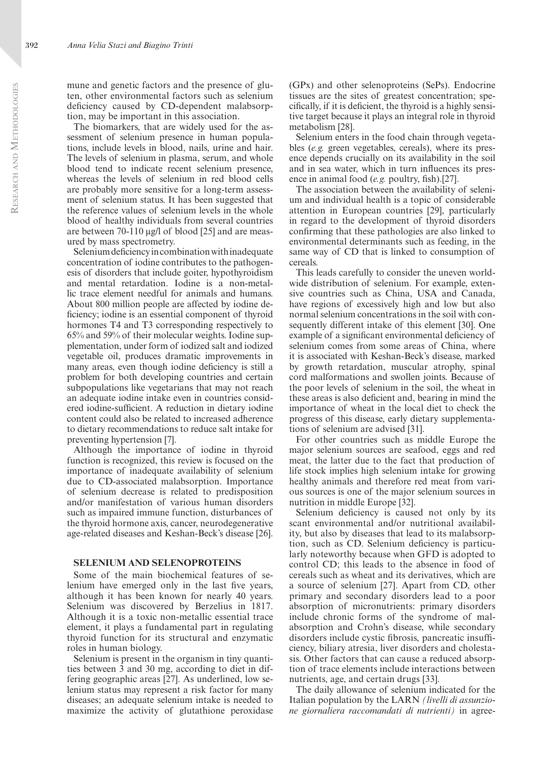mune and genetic factors and the presence of gluten, other environmental factors such as selenium deficiency caused by CD-dependent malabsorption, may be important in this association.

The biomarkers, that are widely used for the assessment of selenium presence in human populations, include levels in blood, nails, urine and hair. The levels of selenium in plasma, serum, and whole blood tend to indicate recent selenium presence, whereas the levels of selenium in red blood cells are probably more sensitive for a long-term assessment of selenium status. It has been suggested that the reference values of selenium levels in the whole blood of healthy individuals from several countries are between 70-110 µg/l of blood [25] and are measured by mass spectrometry.

Selenium deficiency in combination with inadequate concentration of iodine contributes to the pathogenesis of disorders that include goiter, hypothyroidism and mental retardation. Iodine is a non-metallic trace element needful for animals and humans. About 800 million people are affected by iodine deficiency; iodine is an essential component of thyroid hormones T4 and T3 corresponding respectively to 65% and 59% of their molecular weights. Iodine supplementation, under form of iodized salt and iodized vegetable oil, produces dramatic improvements in many areas, even though iodine deficiency is still a problem for both developing countries and certain subpopulations like vegetarians that may not reach an adequate iodine intake even in countries considered iodine-sufficient. A reduction in dietary iodine content could also be related to increased adherence to dietary recommendations to reduce salt intake for preventing hypertension [7].

Although the importance of iodine in thyroid function is recognized, this review is focused on the importance of inadequate availability of selenium due to CD-associated malabsorption. Importance of selenium decrease is related to predisposition and/or manifestation of various human disorders such as impaired immune function, disturbances of the thyroid hormone axis, cancer, neurodegenerative age-related diseases and Keshan-Beck's disease [26].

## SELENIUM AND SELENOPROTEINS

Some of the main biochemical features of selenium have emerged only in the last five years, although it has been known for nearly 40 years. Selenium was discovered by Berzelius in 1817. Although it is a toxic non-metallic essential trace element, it plays a fundamental part in regulating thyroid function for its structural and enzymatic roles in human biology.

Selenium is present in the organism in tiny quantities between 3 and 30 mg, according to diet in differing geographic areas [27]. As underlined, low selenium status may represent a risk factor for many diseases; an adequate selenium intake is needed to maximize the activity of glutathione peroxidase (GPx) and other selenoproteins (SePs). Endocrine tissues are the sites of greatest concentration; specifically, if it is deficient, the thyroid is a highly sensitive target because it plays an integral role in thyroid metabolism [28].

Selenium enters in the food chain through vegetables (*e.g.* green vegetables, cereals), where its presence depends crucially on its availability in the soil and in sea water, which in turn influences its presence in animal food (*e.g.* poultry, fish).[27].

The association between the availability of selenium and individual health is a topic of considerable attention in European countries [29], particularly in regard to the development of thyroid disorders confirming that these pathologies are also linked to environmental determinants such as feeding, in the same way of CD that is linked to consumption of cereals.

This leads carefully to consider the uneven worldwide distribution of selenium. For example, extensive countries such as China, USA and Canada, have regions of excessively high and low but also normal selenium concentrations in the soil with consequently different intake of this element [30]. One example of a significant environmental deficiency of selenium comes from some areas of China, where it is associated with Keshan-Beck's disease, marked by growth retardation, muscular atrophy, spinal cord malformations and swollen joints. Because of the poor levels of selenium in the soil, the wheat in these areas is also deficient and, bearing in mind the importance of wheat in the local diet to check the progress of this disease, early dietary supplementations of selenium are advised [31].

For other countries such as middle Europe the major selenium sources are seafood, eggs and red meat, the latter due to the fact that production of life stock implies high selenium intake for growing healthy animals and therefore red meat from various sources is one of the major selenium sources in nutrition in middle Europe [32].

Selenium deficiency is caused not only by its scant environmental and/or nutritional availability, but also by diseases that lead to its malabsorption, such as CD. Selenium deficiency is particularly noteworthy because when GFD is adopted to control CD; this leads to the absence in food of cereals such as wheat and its derivatives, which are a source of selenium [27]. Apart from CD, other primary and secondary disorders lead to a poor absorption of micronutrients: primary disorders include chronic forms of the syndrome of malabsorption and Crohn's disease, while secondary disorders include cystic fibrosis, pancreatic insufficiency, biliary atresia, liver disorders and cholestasis. Other factors that can cause a reduced absorption of trace elements include interactions between nutrients, age, and certain drugs [33].

The daily allowance of selenium indicated for the Italian population by the LARN *(livelli di assunzione giornaliera raccomandati di nutrienti)* in agree-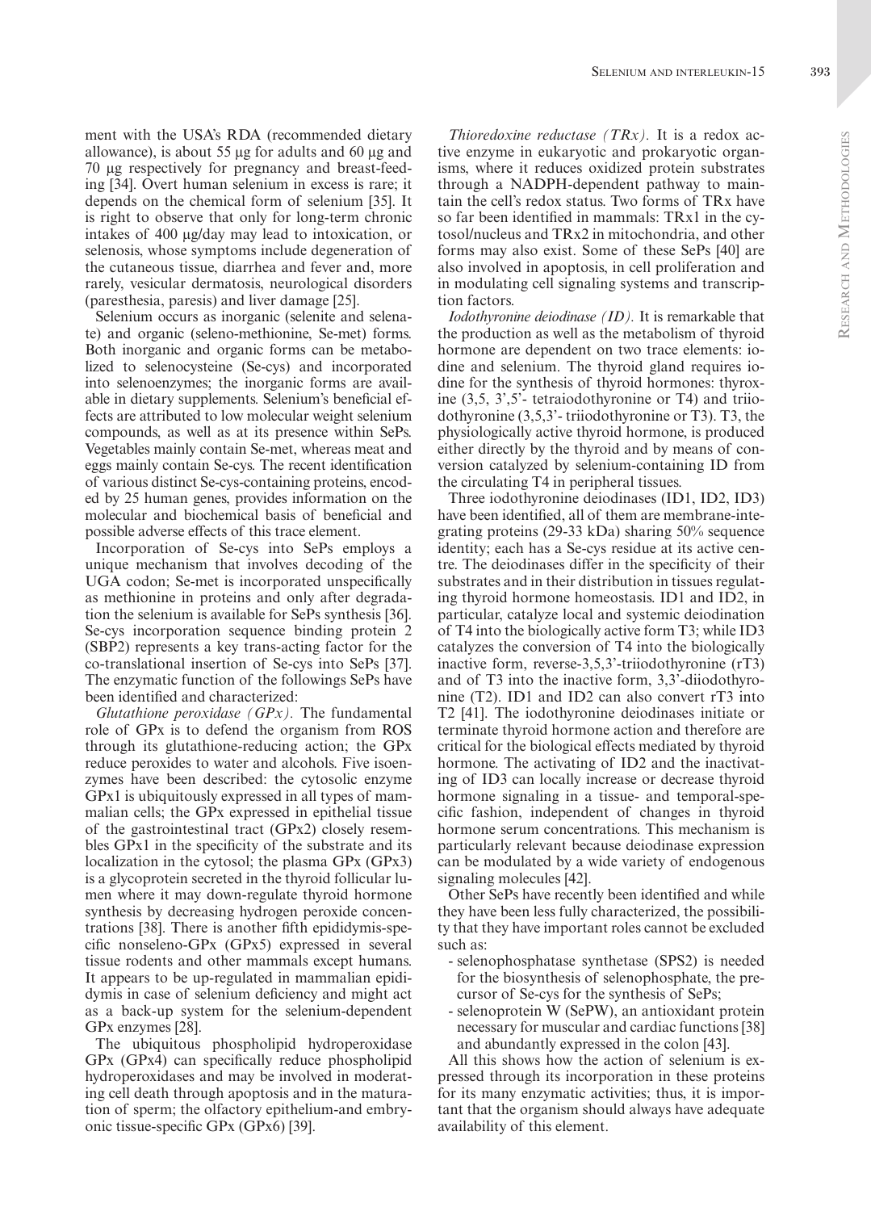ment with the USA's RDA (recommended dietary allowance), is about 55 µg for adults and 60 µg and 70 µg respectively for pregnancy and breast-feeding [34]. Overt human selenium in excess is rare; it depends on the chemical form of selenium [35]. It is right to observe that only for long-term chronic intakes of 400 µg/day may lead to intoxication, or selenosis, whose symptoms include degeneration of the cutaneous tissue, diarrhea and fever and, more rarely, vesicular dermatosis, neurological disorders (paresthesia, paresis) and liver damage [25].

Selenium occurs as inorganic (selenite and selenate) and organic (seleno-methionine, Se-met) forms. Both inorganic and organic forms can be metabolized to selenocysteine (Se-cys) and incorporated into selenoenzymes; the inorganic forms are available in dietary supplements. Selenium's beneficial effects are attributed to low molecular weight selenium compounds, as well as at its presence within SePs. Vegetables mainly contain Se-met, whereas meat and eggs mainly contain Se-cys. The recent identification of various distinct Se-cys-containing proteins, encoded by 25 human genes, provides information on the molecular and biochemical basis of beneficial and possible adverse effects of this trace element.

Incorporation of Se-cys into SePs employs a unique mechanism that involves decoding of the UGA codon; Se-met is incorporated unspecifically as methionine in proteins and only after degradation the selenium is available for SePs synthesis [36]. Se-cys incorporation sequence binding protein 2 (SBP2) represents a key trans-acting factor for the co-translational insertion of Se-cys into SePs [37]. The enzymatic function of the followings SePs have been identified and characterized:

*Glutathione peroxidase (GPx).* The fundamental role of GPx is to defend the organism from ROS through its glutathione-reducing action; the GPx reduce peroxides to water and alcohols. Five isoenzymes have been described: the cytosolic enzyme GPx1 is ubiquitously expressed in all types of mammalian cells; the GPx expressed in epithelial tissue of the gastrointestinal tract (GPx2) closely resembles GPx1 in the specificity of the substrate and its localization in the cytosol; the plasma GPx (GPx3) is a glycoprotein secreted in the thyroid follicular lumen where it may down-regulate thyroid hormone synthesis by decreasing hydrogen peroxide concentrations [38]. There is another fifth epididymis-specific nonseleno-GPx (GPx5) expressed in several tissue rodents and other mammals except humans. It appears to be up-regulated in mammalian epididymis in case of selenium deficiency and might act as a back-up system for the selenium-dependent GPx enzymes [28].

The ubiquitous phospholipid hydroperoxidase GPx (GPx4) can specifically reduce phospholipid hydroperoxidases and may be involved in moderating cell death through apoptosis and in the maturation of sperm; the olfactory epithelium-and embryonic tissue-specific GPx (GPx6) [39].

*Thioredoxine reductase (TRx).* It is a redox active enzyme in eukaryotic and prokaryotic organisms, where it reduces oxidized protein substrates through a NADPH-dependent pathway to maintain the cell's redox status. Two forms of TRx have so far been identified in mammals: TRx1 in the cytosol/nucleus and TRx2 in mitochondria, and other forms may also exist. Some of these SePs [40] are also involved in apoptosis, in cell proliferation and in modulating cell signaling systems and transcription factors.

*Iodothyronine deiodinase (ID).* It is remarkable that the production as well as the metabolism of thyroid hormone are dependent on two trace elements: iodine and selenium. The thyroid gland requires iodine for the synthesis of thyroid hormones: thyroxine (3,5, 3',5'- tetraiodothyronine or T4) and triiodothyronine (3,5,3'- triiodothyronine or T3). T3, the physiologically active thyroid hormone, is produced either directly by the thyroid and by means of conversion catalyzed by selenium-containing ID from the circulating T4 in peripheral tissues.

Three iodothyronine deiodinases (ID1, ID2, ID3) have been identified, all of them are membrane-integrating proteins (29-33 kDa) sharing 50% sequence identity; each has a Se-cys residue at its active centre. The deiodinases differ in the specificity of their substrates and in their distribution in tissues regulating thyroid hormone homeostasis. ID1 and ID2, in particular, catalyze local and systemic deiodination of T4 into the biologically active form T3; while ID3 catalyzes the conversion of T4 into the biologically inactive form, reverse-3,5,3'-triiodothyronine (rT3) and of T3 into the inactive form, 3,3'-diiodothyronine (T2). ID1 and ID2 can also convert rT3 into T2 [41]. The iodothyronine deiodinases initiate or terminate thyroid hormone action and therefore are critical for the biological effects mediated by thyroid hormone. The activating of ID2 and the inactivating of ID3 can locally increase or decrease thyroid hormone signaling in a tissue- and temporal-specific fashion, independent of changes in thyroid hormone serum concentrations. This mechanism is particularly relevant because deiodinase expression can be modulated by a wide variety of endogenous signaling molecules [42].

Other SePs have recently been identified and while they have been less fully characterized, the possibility that they have important roles cannot be excluded such as:

- selenophosphatase synthetase (SPS2) is needed for the biosynthesis of selenophosphate, the precursor of Se-cys for the synthesis of SePs;
- selenoprotein W (SePW), an antioxidant protein necessary for muscular and cardiac functions [38] and abundantly expressed in the colon [43].

All this shows how the action of selenium is expressed through its incorporation in these proteins for its many enzymatic activities; thus, it is important that the organism should always have adequate availability of this element.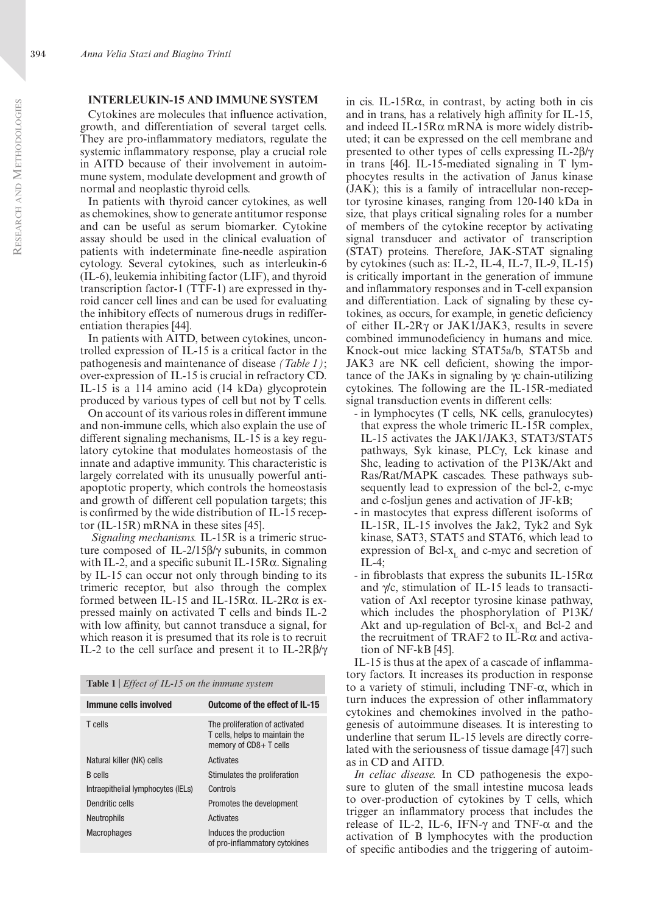## INTERLEUKIN-15 AND IMMUNE SYSTEM

Cytokines are molecules that influence activation, growth, and differentiation of several target cells. They are pro-inflammatory mediators, regulate the systemic inflammatory response, play a crucial role in AITD because of their involvement in autoimmune system, modulate development and growth of normal and neoplastic thyroid cells.

In patients with thyroid cancer cytokines, as well as chemokines, show to generate antitumor response and can be useful as serum biomarker. Cytokine assay should be used in the clinical evaluation of patients with indeterminate fine-needle aspiration cytology. Several cytokines, such as interleukin-6 (IL-6), leukemia inhibiting factor (LIF), and thyroid transcription factor-1 (TTF-1) are expressed in thyroid cancer cell lines and can be used for evaluating the inhibitory effects of numerous drugs in redifferentiation therapies [44].

In patients with AITD, between cytokines, uncontrolled expression of IL-15 is a critical factor in the pathogenesis and maintenance of disease *(Table 1)*; over-expression of IL-15 is crucial in refractory CD. IL-15 is a 114 amino acid (14 kDa) glycoprotein produced by various types of cell but not by T cells.

On account of its various roles in different immune and non-immune cells, which also explain the use of different signaling mechanisms, IL-15 is a key regulatory cytokine that modulates homeostasis of the innate and adaptive immunity. This characteristic is largely correlated with its unusually powerful anti-apoptotic property, which controls the homeostasis and growth of different cell population targets; this is confirmed by the wide distribution of IL-15 receptor (IL-15R) mRNA in these sites [45].

*Signaling mechanisms.* IL-15R is a trimeric structure composed of IL-2/15β/γ subunits, in common with IL-2, and a specific subunit IL-15Rα. Signaling by IL-15 can occur not only through binding to its trimeric receptor, but also through the complex formed between IL-15 and IL-15Rα. IL-2Rα is expressed mainly on activated T cells and binds IL-2 with low affinity, but cannot transduce a signal, for which reason it is presumed that its role is to recruit IL-2 to the cell surface and present it to IL-2Rβ/γ in cis. IL-15Rα, in contrast, by acting both in cis and in trans, has a relatively high affinity for IL-15, and indeed IL-15Rα mRNA is more widely distributed; it can be expressed on the cell membrane and presented to other types of cells expressing IL-2β/γ in trans [46]. IL-15-mediated signaling in T lymphocytes results in the activation of Janus kinase (JAK); this is a family of intracellular non-receptor tyrosine kinases, ranging from 120-140 kDa in size, that plays critical signaling roles for a number of members of the cytokine receptor by activating signal transducer and activator of transcription (STAT) proteins. Therefore, JAK-STAT signaling by cytokines (such as: IL-2, IL-4, IL-7, IL-9, IL-15) is critically important in the generation of immune and inflammatory responses and in T-cell expansion and differentiation. Lack of signaling by these cytokines, as occurs, for example, in genetic deficiency of either IL-2Rγ or JAK1/JAK3, results in severe combined immunodeficiency in humans and mice. Knock-out mice lacking STAT5a/b, STAT5b and JAK3 are NK cell deficient, showing the importance of the JAKs in signaling by γc chain-utilizing cytokines. The following are the IL-15R-mediated signal transduction events in different cells:

- in lymphocytes (T cells, NK cells, granulocytes) that express the whole trimeric IL-15R complex, IL-15 activates the JAK1/JAK3, STAT3/STAT5 pathways, Syk kinase, PLCγ, Lck kinase and Shc, leading to activation of the P13K/Akt and Ras/Rat/MAPK cascades. These pathways subsequently lead to expression of the bcl-2, c-myc and c-fosljun genes and activation of JF-kB;
- in mastocytes that express different isoforms of IL-15R, IL-15 involves the Jak2, Tyk2 and Syk kinase, SAT3, STAT5 and STAT6, which lead to expression of Bcl-$x_L$ and c-myc and secretion of IL-4;
- in fibroblasts that express the subunits IL-15Rα and γ/c, stimulation of IL-15 leads to transactivation of Axl receptor tyrosine kinase pathway, which includes the phosphorylation of P13K/Akt and up-regulation of Bcl-$x_L$ and Bcl-2 and the recruitment of TRAF2 to IL-Rα and activation of NF-kB [45].

IL-15 is thus at the apex of a cascade of inflammatory factors. It increases its production in response to a variety of stimuli, including TNF-α, which in turn induces the expression of other inflammatory cytokines and chemokines involved in the pathogenesis of autoimmune diseases. It is interesting to underline that serum IL-15 levels are directly correlated with the seriousness of tissue damage [47] such as in CD and AITD.

*In celiac disease.* In CD pathogenesis the exposure to gluten of the small intestine mucosa leads to over-production of cytokines by T cells, which trigger an inflammatory process that includes the release of IL-2, IL-6, IFN-γ and TNF-α and the activation of B lymphocytes with the production of specific antibodies and the triggering of autoim-

**Table 1** | *Effect of IL-15 on the immune system*

| Immune cells involved | Outcome of the effect of IL-15 |
|---|---|
| T cells | The proliferation of activated T cells, helps to maintain the memory of CD8+ T cells |
| Natural killer (NK) cells | Activates |
| B cells | Stimulates the proliferation |
| Intraepithelial lymphocytes (IELs) | Controls |
| Dendritic cells | Promotes the development |
| Neutrophils | Activates |
| Macrophages | Induces the production of pro-inflammatory cytokines |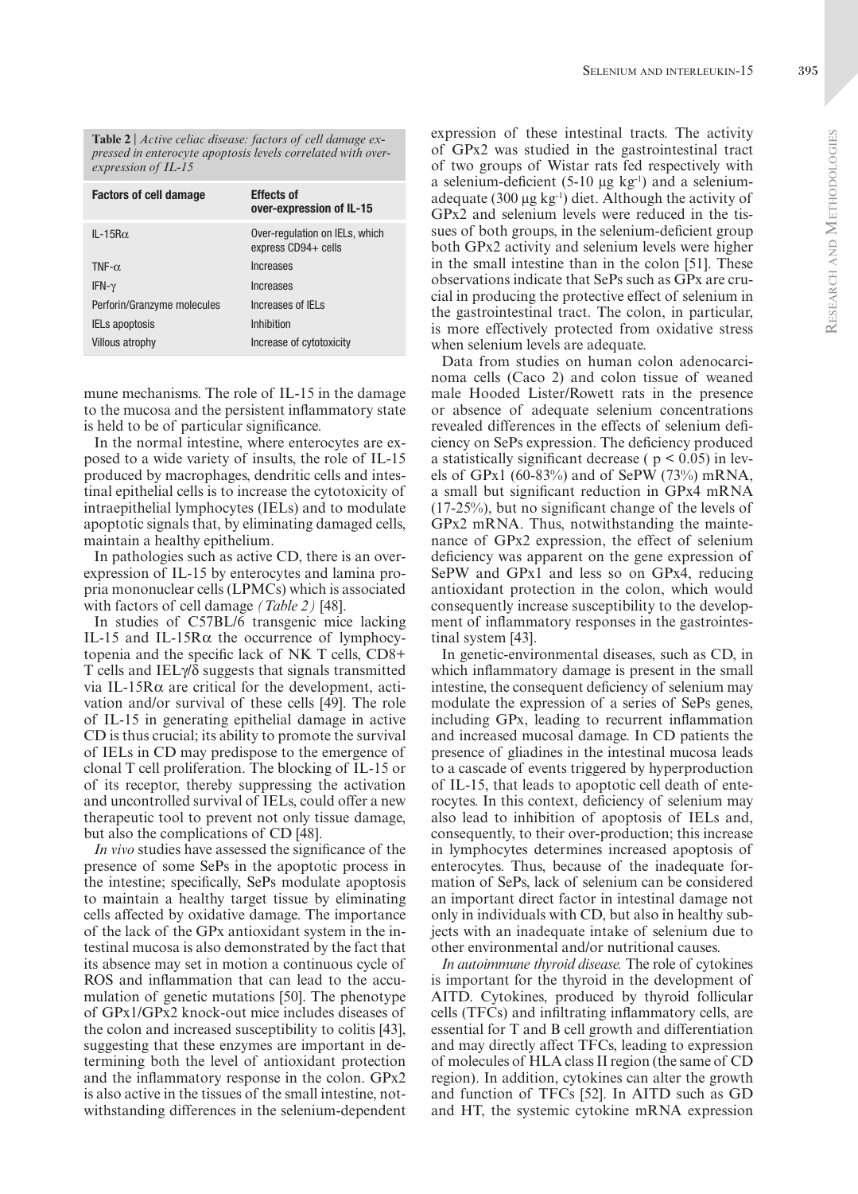**Table 2** | *Active celiac disease: factors of cell damage expressed in enterocyte apoptosis levels correlated with over-expression of IL-15*

| Factors of cell damage | Effects of over-expression of IL-15 |
| --- | --- |
| IL-15Rα | Over-regulation on IELs, which express CD94+ cells |
| TNF-α | Increases |
| IFN-γ | Increases |
| Perforin/Granzyme molecules | Increases of IELs |
| IELs apoptosis | Inhibition |
| Villous atrophy | Increase of cytotoxicity |

mune mechanisms. The role of IL-15 in the damage to the mucosa and the persistent inflammatory state is held to be of particular significance.

In the normal intestine, where enterocytes are exposed to a wide variety of insults, the role of IL-15 produced by macrophages, dendritic cells and intestinal epithelial cells is to increase the cytotoxicity of intraepithelial lymphocytes (IELs) and to modulate apoptotic signals that, by eliminating damaged cells, maintain a healthy epithelium.

In pathologies such as active CD, there is an over-expression of IL-15 by enterocytes and lamina propria mononuclear cells (LPMCs) which is associated with factors of cell damage *(Table 2)* [48].

In studies of C57BL/6 transgenic mice lacking IL-15 and IL-15Rα the occurrence of lymphocytopenia and the specific lack of NK T cells, CD8+ T cells and IELγ/δ suggests that signals transmitted via IL-15Rα are critical for the development, activation and/or survival of these cells [49]. The role of IL-15 in generating epithelial damage in active CD is thus crucial; its ability to promote the survival of IELs in CD may predispose to the emergence of clonal T cell proliferation. The blocking of IL-15 or of its receptor, thereby suppressing the activation and uncontrolled survival of IELs, could offer a new therapeutic tool to prevent not only tissue damage, but also the complications of CD [48].

*In vivo* studies have assessed the significance of the presence of some SePs in the apoptotic process in the intestine; specifically, SePs modulate apoptosis to maintain a healthy target tissue by eliminating cells affected by oxidative damage. The importance of the lack of the GPx antioxidant system in the intestinal mucosa is also demonstrated by the fact that its absence may set in motion a continuous cycle of ROS and inflammation that can lead to the accumulation of genetic mutations [50]. The phenotype of GPx1/GPx2 knock-out mice includes diseases of the colon and increased susceptibility to colitis [43], suggesting that these enzymes are important in determining both the level of antioxidant protection and the inflammatory response in the colon. GPx2 is also active in the tissues of the small intestine, notwithstanding differences in the selenium-dependent expression of these intestinal tracts. The activity of GPx2 was studied in the gastrointestinal tract of two groups of Wistar rats fed respectively with a selenium-deficient (5-10 μg $kg^{-1}$) and a selenium-adequate (300 μg $kg^{-1}$) diet. Although the activity of GPx2 and selenium levels were reduced in the tissues of both groups, in the selenium-deficient group both GPx2 activity and selenium levels were higher in the small intestine than in the colon [51]. These observations indicate that SePs such as GPx are crucial in producing the protective effect of selenium in the gastrointestinal tract. The colon, in particular, is more effectively protected from oxidative stress when selenium levels are adequate.

Data from studies on human colon adenocarcinoma cells (Caco 2) and colon tissue of weaned male Hooded Lister/Rowett rats in the presence or absence of adequate selenium concentrations revealed differences in the effects of selenium deficiency on SePs expression. The deficiency produced a statistically significant decrease ( $p < 0.05$) in levels of GPx1 (60-83%) and of SePW (73%) mRNA, a small but significant reduction in GPx4 mRNA (17-25%), but no significant change of the levels of GPx2 mRNA. Thus, notwithstanding the maintenance of GPx2 expression, the effect of selenium deficiency was apparent on the gene expression of SePW and GPx1 and less so on GPx4, reducing antioxidant protection in the colon, which would consequently increase susceptibility to the development of inflammatory responses in the gastrointestinal system [43].

In genetic-environmental diseases, such as CD, in which inflammatory damage is present in the small intestine, the consequent deficiency of selenium may modulate the expression of a series of SePs genes, including GPx, leading to recurrent inflammation and increased mucosal damage. In CD patients the presence of gliadines in the intestinal mucosa leads to a cascade of events triggered by hyperproduction of IL-15, that leads to apoptotic cell death of enterocytes. In this context, deficiency of selenium may also lead to inhibition of apoptosis of IELs and, consequently, to their over-production; this increase in lymphocytes determines increased apoptosis of enterocytes. Thus, because of the inadequate formation of SePs, lack of selenium can be considered an important direct factor in intestinal damage not only in individuals with CD, but also in healthy subjects with an inadequate intake of selenium due to other environmental and/or nutritional causes.

*In autoimmune thyroid disease.* The role of cytokines is important for the thyroid in the development of AITD. Cytokines, produced by thyroid follicular cells (TFCs) and infiltrating inflammatory cells, are essential for T and B cell growth and differentiation and may directly affect TFCs, leading to expression of molecules of HLA class II region (the same of CD region). In addition, cytokines can alter the growth and function of TFCs [52]. In AITD such as GD and HT, the systemic cytokine mRNA expression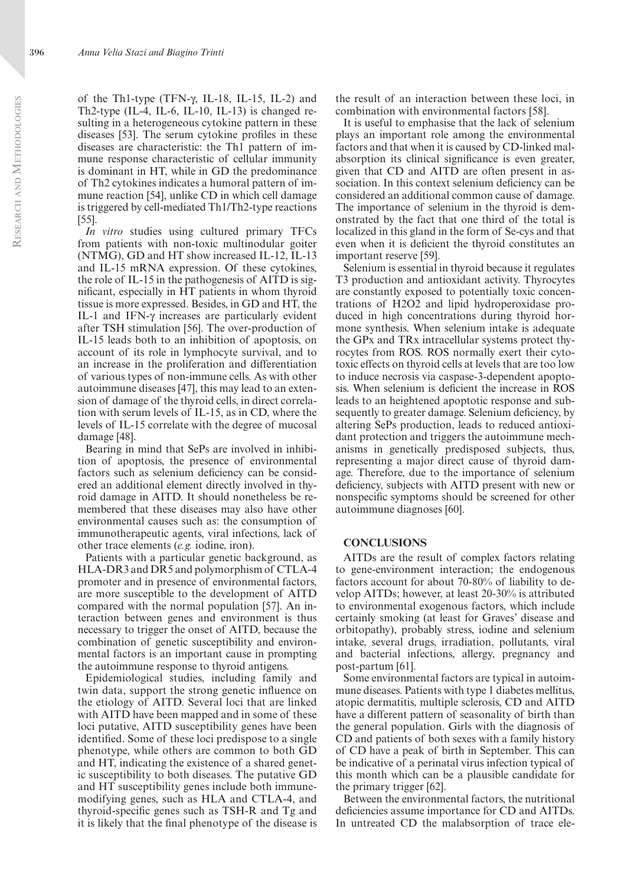of the Th1-type (TFN-γ, IL-18, IL-15, IL-2) and Th2-type (IL-4, IL-6, IL-10, IL-13) is changed resulting in a heterogeneous cytokine pattern in these diseases [53]. The serum cytokine profiles in these diseases are characteristic: the Th1 pattern of immune response characteristic of cellular immunity is dominant in HT, while in GD the predominance of Th2 cytokines indicates a humoral pattern of immune reaction [54], unlike CD in which cell damage is triggered by cell-mediated Th1/Th2-type reactions [55].

*In vitro* studies using cultured primary TFCs from patients with non-toxic multinodular goiter (NTMG), GD and HT show increased IL-12, IL-13 and IL-15 mRNA expression. Of these cytokines, the role of IL-15 in the pathogenesis of AITD is significant, especially in HT patients in whom thyroid tissue is more expressed. Besides, in GD and HT, the IL-1 and IFN-γ increases are particularly evident after TSH stimulation [56]. The over-production of IL-15 leads both to an inhibition of apoptosis, on account of its role in lymphocyte survival, and to an increase in the proliferation and differentiation of various types of non-immune cells. As with other autoimmune diseases [47], this may lead to an extension of damage of the thyroid cells, in direct correlation with serum levels of IL-15, as in CD, where the levels of IL-15 correlate with the degree of mucosal damage [48].

Bearing in mind that SePs are involved in inhibition of apoptosis, the presence of environmental factors such as selenium deficiency can be considered an additional element directly involved in thyroid damage in AITD. It should nonetheless be remembered that these diseases may also have other environmental causes such as: the consumption of immunotherapeutic agents, viral infections, lack of other trace elements (*e.g.* iodine, iron).

Patients with a particular genetic background, as HLA-DR3 and DR5 and polymorphism of CTLA-4 promoter and in presence of environmental factors, are more susceptible to the development of AITD compared with the normal population [57]. An interaction between genes and environment is thus necessary to trigger the onset of AITD, because the combination of genetic susceptibility and environmental factors is an important cause in prompting the autoimmune response to thyroid antigens.

Epidemiological studies, including family and twin data, support the strong genetic influence on the etiology of AITD. Several loci that are linked with AITD have been mapped and in some of these loci putative, AITD susceptibility genes have been identified. Some of these loci predispose to a single phenotype, while others are common to both GD and HT, indicating the existence of a shared genetic susceptibility to both diseases. The putative GD and HT susceptibility genes include both immune-modifying genes, such as HLA and CTLA-4, and thyroid-specific genes such as TSH-R and Tg and it is likely that the final phenotype of the disease is the result of an interaction between these loci, in combination with environmental factors [58].

It is useful to emphasise that the lack of selenium plays an important role among the environmental factors and that when it is caused by CD-linked malabsorption its clinical significance is even greater, given that CD and AITD are often present in association. In this context selenium deficiency can be considered an additional common cause of damage. The importance of selenium in the thyroid is demonstrated by the fact that one third of the total is localized in this gland in the form of Se-cys and that even when it is deficient the thyroid constitutes an important reserve [59].

Selenium is essential in thyroid because it regulates T3 production and antioxidant activity. Thyrocytes are constantly exposed to potentially toxic concentrations of H2O2 and lipid hydroperoxidase produced in high concentrations during thyroid hormone synthesis. When selenium intake is adequate the GPx and TRx intracellular systems protect thyrocytes from ROS. ROS normally exert their cytotoxic effects on thyroid cells at levels that are too low to induce necrosis via caspase-3-dependent apoptosis. When selenium is deficient the increase in ROS leads to an heightened apoptotic response and subsequently to greater damage. Selenium deficiency, by altering SePs production, leads to reduced antioxidant protection and triggers the autoimmune mechanisms in genetically predisposed subjects, thus, representing a major direct cause of thyroid damage. Therefore, due to the importance of selenium deficiency, subjects with AITD present with new or nonspecific symptoms should be screened for other autoimmune diagnoses [60].

## CONCLUSIONS

AITDs are the result of complex factors relating to gene-environment interaction; the endogenous factors account for about 70-80% of liability to develop AITDs; however, at least 20-30% is attributed to environmental exogenous factors, which include certainly smoking (at least for Graves' disease and orbitopathy), probably stress, iodine and selenium intake, several drugs, irradiation, pollutants, viral and bacterial infections, allergy, pregnancy and post-partum [61].

Some environmental factors are typical in autoimmune diseases. Patients with type 1 diabetes mellitus, atopic dermatitis, multiple sclerosis, CD and AITD have a different pattern of seasonality of birth than the general population. Girls with the diagnosis of CD and patients of both sexes with a family history of CD have a peak of birth in September. This can be indicative of a perinatal virus infection typical of this month which can be a plausible candidate for the primary trigger [62].

Between the environmental factors, the nutritional deficiencies assume importance for CD and AITDs. In untreated CD the malabsorption of trace ele-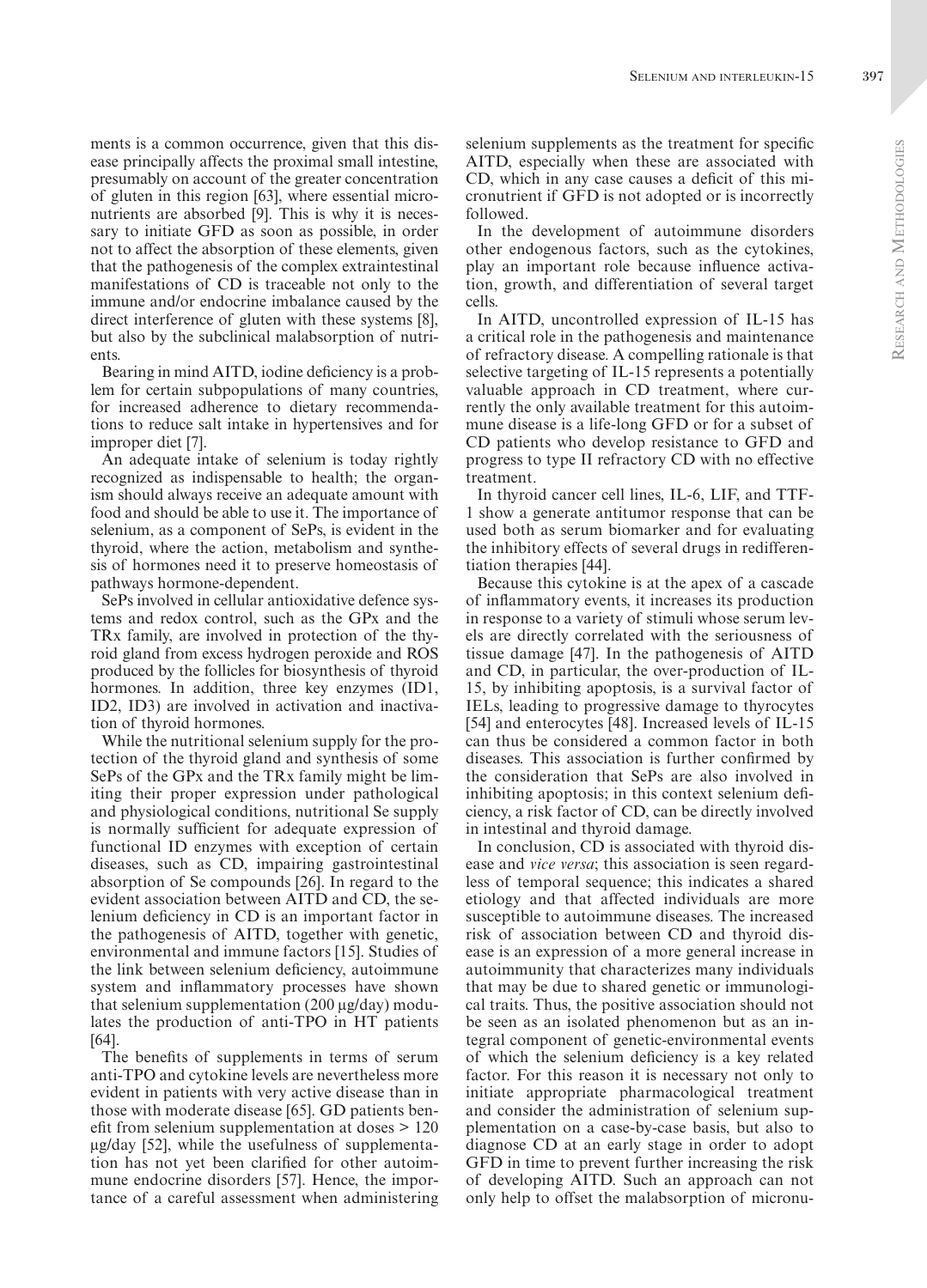ments is a common occurrence, given that this disease principally affects the proximal small intestine, presumably on account of the greater concentration of gluten in this region [63], where essential micronutrients are absorbed [9]. This is why it is necessary to initiate GFD as soon as possible, in order not to affect the absorption of these elements, given that the pathogenesis of the complex extraintestinal manifestations of CD is traceable not only to the immune and/or endocrine imbalance caused by the direct interference of gluten with these systems [8], but also by the subclinical malabsorption of nutrients.

Bearing in mind AITD, iodine deficiency is a problem for certain subpopulations of many countries, for increased adherence to dietary recommendations to reduce salt intake in hypertensives and for improper diet [7].

An adequate intake of selenium is today rightly recognized as indispensable to health; the organism should always receive an adequate amount with food and should be able to use it. The importance of selenium, as a component of SePs, is evident in the thyroid, where the action, metabolism and synthesis of hormones need it to preserve homeostasis of pathways hormone-dependent.

SePs involved in cellular antioxidative defence systems and redox control, such as the GPx and the TRx family, are involved in protection of the thyroid gland from excess hydrogen peroxide and ROS produced by the follicles for biosynthesis of thyroid hormones. In addition, three key enzymes (ID1, ID2, ID3) are involved in activation and inactivation of thyroid hormones.

While the nutritional selenium supply for the protection of the thyroid gland and synthesis of some SePs of the GPx and the TRx family might be limiting their proper expression under pathological and physiological conditions, nutritional Se supply is normally sufficient for adequate expression of functional ID enzymes with exception of certain diseases, such as CD, impairing gastrointestinal absorption of Se compounds [26]. In regard to the evident association between AITD and CD, the selenium deficiency in CD is an important factor in the pathogenesis of AITD, together with genetic, environmental and immune factors [15]. Studies of the link between selenium deficiency, autoimmune system and inflammatory processes have shown that selenium supplementation (200 μg/day) modulates the production of anti-TPO in HT patients [64].

The benefits of supplements in terms of serum anti-TPO and cytokine levels are nevertheless more evident in patients with very active disease than in those with moderate disease [65]. GD patients benefit from selenium supplementation at doses > 120 μg/day [52], while the usefulness of supplementation has not yet been clarified for other autoimmune endocrine disorders [57]. Hence, the importance of a careful assessment when administering selenium supplements as the treatment for specific AITD, especially when these are associated with CD, which in any case causes a deficit of this micronutrient if GFD is not adopted or is incorrectly followed.

In the development of autoimmune disorders other endogenous factors, such as the cytokines, play an important role because influence activation, growth, and differentiation of several target cells.

In AITD, uncontrolled expression of IL-15 has a critical role in the pathogenesis and maintenance of refractory disease. A compelling rationale is that selective targeting of IL-15 represents a potentially valuable approach in CD treatment, where currently the only available treatment for this autoimmune disease is a life-long GFD or for a subset of CD patients who develop resistance to GFD and progress to type II refractory CD with no effective treatment.

In thyroid cancer cell lines, IL-6, LIF, and TTF-1 show a generate antitumor response that can be used both as serum biomarker and for evaluating the inhibitory effects of several drugs in redifferentiation therapies [44].

Because this cytokine is at the apex of a cascade of inflammatory events, it increases its production in response to a variety of stimuli whose serum levels are directly correlated with the seriousness of tissue damage [47]. In the pathogenesis of AITD and CD, in particular, the over-production of IL-15, by inhibiting apoptosis, is a survival factor of IELs, leading to progressive damage to thyrocytes [54] and enterocytes [48]. Increased levels of IL-15 can thus be considered a common factor in both diseases. This association is further confirmed by the consideration that SePs are also involved in inhibiting apoptosis; in this context selenium deficiency, a risk factor of CD, can be directly involved in intestinal and thyroid damage.

In conclusion, CD is associated with thyroid disease and *vice versa*; this association is seen regardless of temporal sequence; this indicates a shared etiology and that affected individuals are more susceptible to autoimmune diseases. The increased risk of association between CD and thyroid disease is an expression of a more general increase in autoimmunity that characterizes many individuals that may be due to shared genetic or immunological traits. Thus, the positive association should not be seen as an isolated phenomenon but as an integral component of genetic-environmental events of which the selenium deficiency is a key related factor. For this reason it is necessary not only to initiate appropriate pharmacological treatment and consider the administration of selenium supplementation on a case-by-case basis, but also to diagnose CD at an early stage in order to adopt GFD in time to prevent further increasing the risk of developing AITD. Such an approach can not only help to offset the malabsorption of micronu-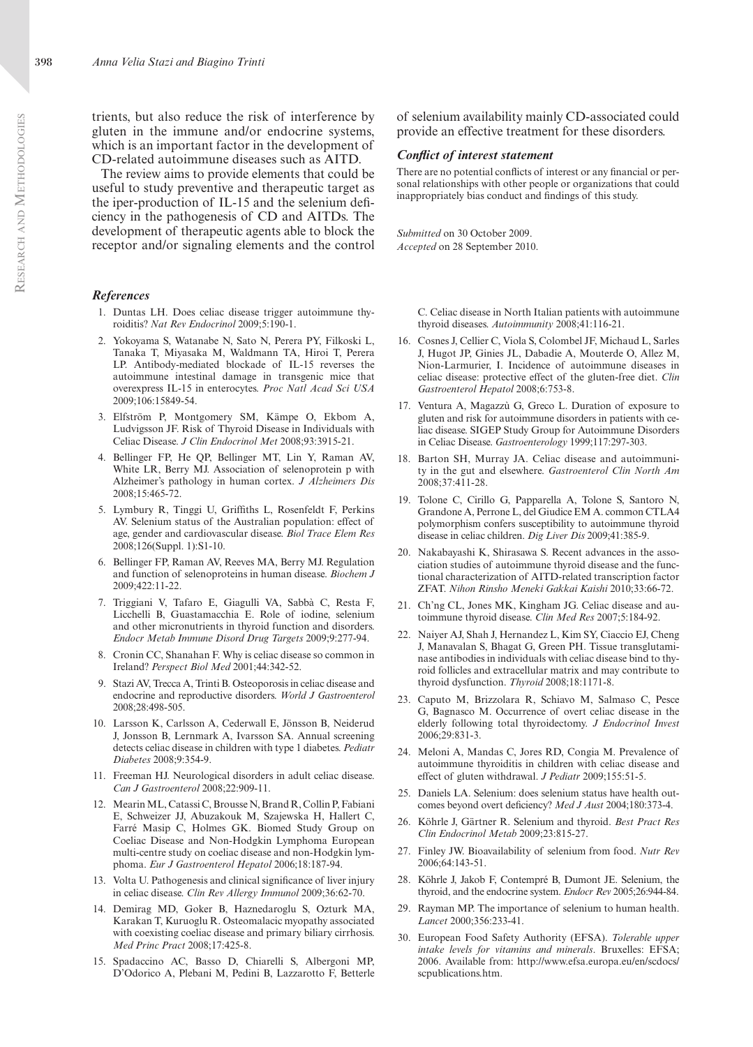trients, but also reduce the risk of interference by gluten in the immune and/or endocrine systems, which is an important factor in the development of CD-related autoimmune diseases such as AITD.

The review aims to provide elements that could be useful to study preventive and therapeutic target as the iper-production of IL-15 and the selenium deficiency in the pathogenesis of CD and AITDs. The development of therapeutic agents able to block the receptor and/or signaling elements and the control of selenium availability mainly CD-associated could provide an effective treatment for these disorders.

### *Conflict of interest statement*

There are no potential conflicts of interest or any financial or personal relationships with other people or organizations that could inappropriately bias conduct and findings of this study.

*Submitted* on 30 October 2009.
*Accepted* on 28 September 2010.

### *References*

1. Duntas LH. Does celiac disease trigger autoimmune thyroiditis? *Nat Rev Endocrinol* 2009;5:190-1.
2. Yokoyama S, Watanabe N, Sato N, Perera PY, Filkoski L, Tanaka T, Miyasaka M, Waldmann TA, Hiroi T, Perera LP. Antibody-mediated blockade of IL-15 reverses the autoimmune intestinal damage in transgenic mice that overexpress IL-15 in enterocytes. *Proc Natl Acad Sci USA* 2009;106:15849-54.
3. Elfström P, Montgomery SM, Kämpe O, Ekbom A, Ludvigsson JF. Risk of Thyroid Disease in Individuals with Celiac Disease. *J Clin Endocrinol Met* 2008;93:3915-21.
4. Bellinger FP, He QP, Bellinger MT, Lin Y, Raman AV, White LR, Berry MJ. Association of selenoprotein p with Alzheimer's pathology in human cortex. *J Alzheimers Dis* 2008;15:465-72.
5. Lymbury R, Tinggi U, Griffiths L, Rosenfeldt F, Perkins AV. Selenium status of the Australian population: effect of age, gender and cardiovascular disease. *Biol Trace Elem Res* 2008;126(Suppl. 1):S1-10.
6. Bellinger FP, Raman AV, Reeves MA, Berry MJ. Regulation and function of selenoproteins in human disease. *Biochem J* 2009;422:11-22.
7. Triggiani V, Tafaro E, Giagulli VA, Sabbà C, Resta F, Licchelli B, Guastamacchia E. Role of iodine, selenium and other micronutrients in thyroid function and disorders. *Endocr Metab Immune Disord Drug Targets* 2009;9:277-94.
8. Cronin CC, Shanahan F. Why is celiac disease so common in Ireland? *Perspect Biol Med* 2001;44:342-52.
9. Stazi AV, Trecca A, Trinti B. Osteoporosis in celiac disease and endocrine and reproductive disorders. *World J Gastroenterol* 2008;28:498-505.
10. Larsson K, Carlsson A, Cederwall E, Jönsson B, Neiderud J, Jonsson B, Lernmark A, Ivarsson SA. Annual screening detects celiac disease in children with type 1 diabetes. *Pediatr Diabetes* 2008;9:354-9.
11. Freeman HJ. Neurological disorders in adult celiac disease. *Can J Gastroenterol* 2008;22:909-11.
12. Mearin ML, Catassi C, Brousse N, Brand R, Collin P, Fabiani E, Schweizer JJ, Abuzakouk M, Szajewska H, Hallert C, Farré Masip C, Holmes GK. Biomed Study Group on Coeliac Disease and Non-Hodgkin Lymphoma European multi-centre study on coeliac disease and non-Hodgkin lymphoma. *Eur J Gastroenterol Hepatol* 2006;18:187-94.
13. Volta U. Pathogenesis and clinical significance of liver injury in celiac disease. *Clin Rev Allergy Immunol* 2009;36:62-70.
14. Demirag MD, Goker B, Haznedaroglu S, Ozturk MA, Karakan T, Kuruoglu R. Osteomalacic myopathy associated with coexisting coeliac disease and primary biliary cirrhosis. *Med Princ Pract* 2008;17:425-8.
15. Spadaccino AC, Basso D, Chiarelli S, Albergoni MP, D'Odorico A, Plebani M, Pedini B, Lazzarotto F, Betterle C. Celiac disease in North Italian patients with autoimmune thyroid diseases. *Autoimmunity* 2008;41:116-21.
16. Cosnes J, Cellier C, Viola S, Colombel JF, Michaud L, Sarles J, Hugot JP, Ginies JL, Dabadie A, Mouterde O, Allez M, Nion-Larmurier, I. Incidence of autoimmune diseases in celiac disease: protective effect of the gluten-free diet. *Clin Gastroenterol Hepatol* 2008;6:753-8.
17. Ventura A, Magazzù G, Greco L. Duration of exposure to gluten and risk for autoimmune disorders in patients with celiac disease. SIGEP Study Group for Autoimmune Disorders in Celiac Disease. *Gastroenterology* 1999;117:297-303.
18. Barton SH, Murray JA. Celiac disease and autoimmunity in the gut and elsewhere. *Gastroenterol Clin North Am* 2008;37:411-28.
19. Tolone C, Cirillo G, Papparella A, Tolone S, Santoro N, Grandone A, Perrone L, del Giudice EM A. common CTLA4 polymorphism confers susceptibility to autoimmune thyroid disease in celiac children. *Dig Liver Dis* 2009;41:385-9.
20. Nakabayashi K, Shirasawa S. Recent advances in the association studies of autoimmune thyroid disease and the functional characterization of AITD-related transcription factor ZFAT. *Nihon Rinsho Meneki Gakkai Kaishi* 2010;33:66-72.
21. Ch'ng CL, Jones MK, Kingham JG. Celiac disease and autoimmune thyroid disease. *Clin Med Res* 2007;5:184-92.
22. Naiyer AJ, Shah J, Hernandez L, Kim SY, Ciaccio EJ, Cheng J, Manavalan S, Bhagat G, Green PH. Tissue transglutaminase antibodies in individuals with celiac disease bind to thyroid follicles and extracellular matrix and may contribute to thyroid dysfunction. *Thyroid* 2008;18:1171-8.
23. Caputo M, Brizzolara R, Schiavo M, Salmaso C, Pesce G, Bagnasco M. Occurrence of overt celiac disease in the elderly following total thyroidectomy. *J Endocrinol Invest* 2006;29:831-3.
24. Meloni A, Mandas C, Jores RD, Congia M. Prevalence of autoimmune thyroiditis in children with celiac disease and effect of gluten withdrawal. *J Pediatr* 2009;155:51-5.
25. Daniels LA. Selenium: does selenium status have health outcomes beyond overt deficiency? *Med J Aust* 2004;180:373-4.
26. Köhrle J, Gärtner R. Selenium and thyroid. *Best Pract Res Clin Endocrinol Metab* 2009;23:815-27.
27. Finley JW. Bioavailability of selenium from food. *Nutr Rev* 2006;64:143-51.
28. Köhrle J, Jakob F, Contempré B, Dumont JE. Selenium, the thyroid, and the endocrine system. *Endocr Rev* 2005;26:944-84.
29. Rayman MP. The importance of selenium to human health. *Lancet* 2000;356:233-41.
30. European Food Safety Authority (EFSA). *Tolerable upper intake levels for vitamins and minerals*. Bruxelles: EFSA; 2006. Available from: http://www.efsa.europa.eu/en/scdocs/scpublications.htm.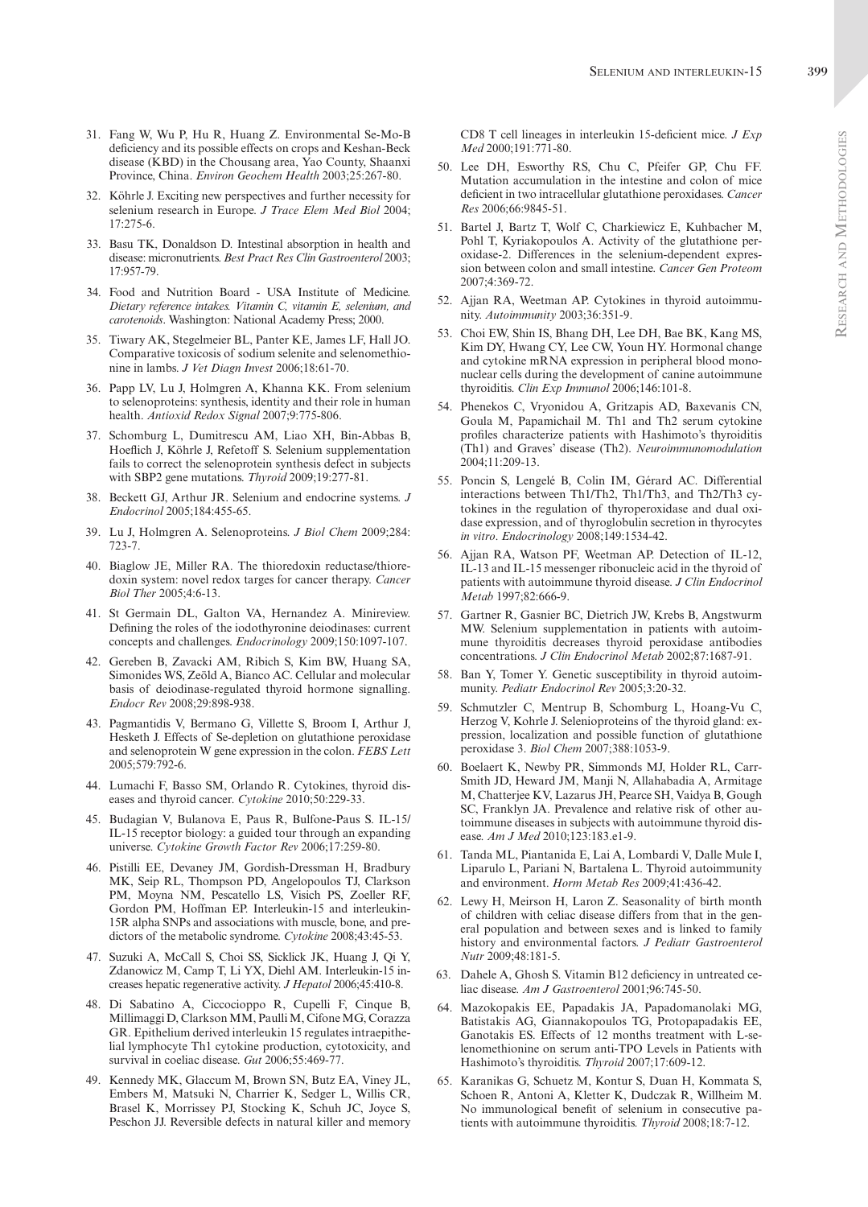31. Fang W, Wu P, Hu R, Huang Z. Environmental Se-Mo-B deficiency and its possible effects on crops and Keshan-Beck disease (KBD) in the Chousang area, Yao County, Shaanxi Province, China. *Environ Geochem Health* 2003;25:267-80.

32. Köhrle J. Exciting new perspectives and further necessity for selenium research in Europe. *J Trace Elem Med Biol* 2004; 17:275-6.

33. Basu TK, Donaldson D. Intestinal absorption in health and disease: micronutrients. *Best Pract Res Clin Gastroenterol* 2003; 17:957-79.

34. Food and Nutrition Board - USA Institute of Medicine. *Dietary reference intakes. Vitamin C, vitamin E, selenium, and carotenoids*. Washington: National Academy Press; 2000.

35. Tiwary AK, Stegelmeier BL, Panter KE, James LF, Hall JO. Comparative toxicosis of sodium selenite and selenomethionine in lambs. *J Vet Diagn Invest* 2006;18:61-70.

36. Papp LV, Lu J, Holmgren A, Khanna KK. From selenium to selenoproteins: synthesis, identity and their role in human health. *Antioxid Redox Signal* 2007;9:775-806.

37. Schomburg L, Dumitrescu AM, Liao XH, Bin-Abbas B, Hoeflich J, Köhrle J, Refetoff S. Selenium supplementation fails to correct the selenoprotein synthesis defect in subjects with SBP2 gene mutations. *Thyroid* 2009;19:277-81.

38. Beckett GJ, Arthur JR. Selenium and endocrine systems. *J Endocrinol* 2005;184:455-65.

39. Lu J, Holmgren A. Selenoproteins. *J Biol Chem* 2009;284: 723-7.

40. Biaglow JE, Miller RA. The thioredoxin reductase/thioredoxin system: novel redox targes for cancer therapy. *Cancer Biol Ther* 2005;4:6-13.

41. St Germain DL, Galton VA, Hernandez A. Minireview. Defining the roles of the iodothyronine deiodinases: current concepts and challenges. *Endocrinology* 2009;150:1097-107.

42. Gereben B, Zavacki AM, Ribich S, Kim BW, Huang SA, Simonides WS, Zeöld A, Bianco AC. Cellular and molecular basis of deiodinase-regulated thyroid hormone signalling. *Endocr Rev* 2008;29:898-938.

43. Pagmantidis V, Bermano G, Villette S, Broom I, Arthur J, Hesketh J. Effects of Se-depletion on glutathione peroxidase and selenoprotein W gene expression in the colon. *FEBS Lett* 2005;579:792-6.

44. Lumachi F, Basso SM, Orlando R. Cytokines, thyroid diseases and thyroid cancer. *Cytokine* 2010;50:229-33.

45. Budagian V, Bulanova E, Paus R, Bulfone-Paus S. IL-15/IL-15 receptor biology: a guided tour through an expanding universe. *Cytokine Growth Factor Rev* 2006;17:259-80.

46. Pistilli EE, Devaney JM, Gordish-Dressman H, Bradbury MK, Seip RL, Thompson PD, Angelopoulos TJ, Clarkson PM, Moyna NM, Pescatello LS, Visich PS, Zoeller RF, Gordon PM, Hoffman EP. Interleukin-15 and interleukin-15R alpha SNPs and associations with muscle, bone, and predictors of the metabolic syndrome. *Cytokine* 2008;43:45-53.

47. Suzuki A, McCall S, Choi SS, Sicklick JK, Huang J, Qi Y, Zdanowicz M, Camp T, Li YX, Diehl AM. Interleukin-15 increases hepatic regenerative activity. *J Hepatol* 2006;45:410-8.

48. Di Sabatino A, Ciccocioppo R, Cupelli F, Cinque B, Millimaggi D, Clarkson MM, Paulli M, Cifone MG, Corazza GR. Epithelium derived interleukin 15 regulates intraepithelial lymphocyte Th1 cytokine production, cytotoxicity, and survival in coeliac disease. *Gut* 2006;55:469-77.

49. Kennedy MK, Glaccum M, Brown SN, Butz EA, Viney JL, Embers M, Matsuki N, Charrier K, Sedger L, Willis CR, Brasel K, Morrissey PJ, Stocking K, Schuh JC, Joyce S, Peschon JJ. Reversible defects in natural killer and memory CD8 T cell lineages in interleukin 15-deficient mice. *J Exp Med* 2000;191:771-80.

50. Lee DH, Esworthy RS, Chu C, Pfeifer GP, Chu FF. Mutation accumulation in the intestine and colon of mice deficient in two intracellular glutathione peroxidases. *Cancer Res* 2006;66:9845-51.

51. Bartel J, Bartz T, Wolf C, Charkiewicz E, Kuhbacher M, Pohl T, Kyriakopoulos A. Activity of the glutathione peroxidase-2. Differences in the selenium-dependent expression between colon and small intestine. *Cancer Gen Proteom* 2007;4:369-72.

52. Ajjan RA, Weetman AP. Cytokines in thyroid autoimmunity. *Autoimmunity* 2003;36:351-9.

53. Choi EW, Shin IS, Bhang DH, Lee DH, Bae BK, Kang MS, Kim DY, Hwang CY, Lee CW, Youn HY. Hormonal change and cytokine mRNA expression in peripheral blood mononuclear cells during the development of canine autoimmune thyroiditis. *Clin Exp Immunol* 2006;146:101-8.

54. Phenekos C, Vryonidou A, Gritzapis AD, Baxevanis CN, Goula M, Papamichail M. Th1 and Th2 serum cytokine profiles characterize patients with Hashimoto's thyroiditis (Th1) and Graves' disease (Th2). *Neuroimmunomodulation* 2004;11:209-13.

55. Poncin S, Lengelé B, Colin IM, Gérard AC. Differential interactions between Th1/Th2, Th1/Th3, and Th2/Th3 cytokines in the regulation of thyroperoxidase and dual oxidase expression, and of thyroglobulin secretion in thyrocytes *in vitro*. *Endocrinology* 2008;149:1534-42.

56. Ajjan RA, Watson PF, Weetman AP. Detection of IL-12, IL-13 and IL-15 messenger ribonucleic acid in the thyroid of patients with autoimmune thyroid disease. *J Clin Endocrinol Metab* 1997;82:666-9.

57. Gartner R, Gasnier BC, Dietrich JW, Krebs B, Angstwurm MW. Selenium supplementation in patients with autoimmune thyroiditis decreases thyroid peroxidase antibodies concentrations. *J Clin Endocrinol Metab* 2002;87:1687-91.

58. Ban Y, Tomer Y. Genetic susceptibility in thyroid autoimmunity. *Pediatr Endocrinol Rev* 2005;3:20-32.

59. Schmutzler C, Mentrup B, Schomburg L, Hoang-Vu C, Herzog V, Kohrle J. Selenioproteins of the thyroid gland: expression, localization and possible function of glutathione peroxidase 3. *Biol Chem* 2007;388:1053-9.

60. Boelaert K, Newby PR, Simmonds MJ, Holder RL, Carr-Smith JD, Heward JM, Manji N, Allahabadia A, Armitage M, Chatterjee KV, Lazarus JH, Pearce SH, Vaidya B, Gough SC, Franklyn JA. Prevalence and relative risk of other autoimmune diseases in subjects with autoimmune thyroid disease. *Am J Med* 2010;123:183.e1-9.

61. Tanda ML, Piantanida E, Lai A, Lombardi V, Dalle Mule I, Liparulo L, Pariani N, Bartalena L. Thyroid autoimmunity and environment. *Horm Metab Res* 2009;41:436-42.

62. Lewy H, Meirson H, Laron Z. Seasonality of birth month of children with celiac disease differs from that in the general population and between sexes and is linked to family history and environmental factors. *J Pediatr Gastroenterol Nutr* 2009;48:181-5.

63. Dahele A, Ghosh S. Vitamin B12 deficiency in untreated celiac disease. *Am J Gastroenterol* 2001;96:745-50.

64. Mazokopakis EE, Papadakis JA, Papadomanolaki MG, Batistakis AG, Giannakopoulos TG, Protopapadakis EE, Ganotakis ES. Effects of 12 months treatment with L-selenomethionine on serum anti-TPO Levels in Patients with Hashimoto's thyroiditis. *Thyroid* 2007;17:609-12.

65. Karanikas G, Schuetz M, Kontur S, Duan H, Kommata S, Schoen R, Antoni A, Kletter K, Dudczak R, Willheim M. No immunological benefit of selenium in consecutive patients with autoimmune thyroiditis. *Thyroid* 2008;18:7-12.